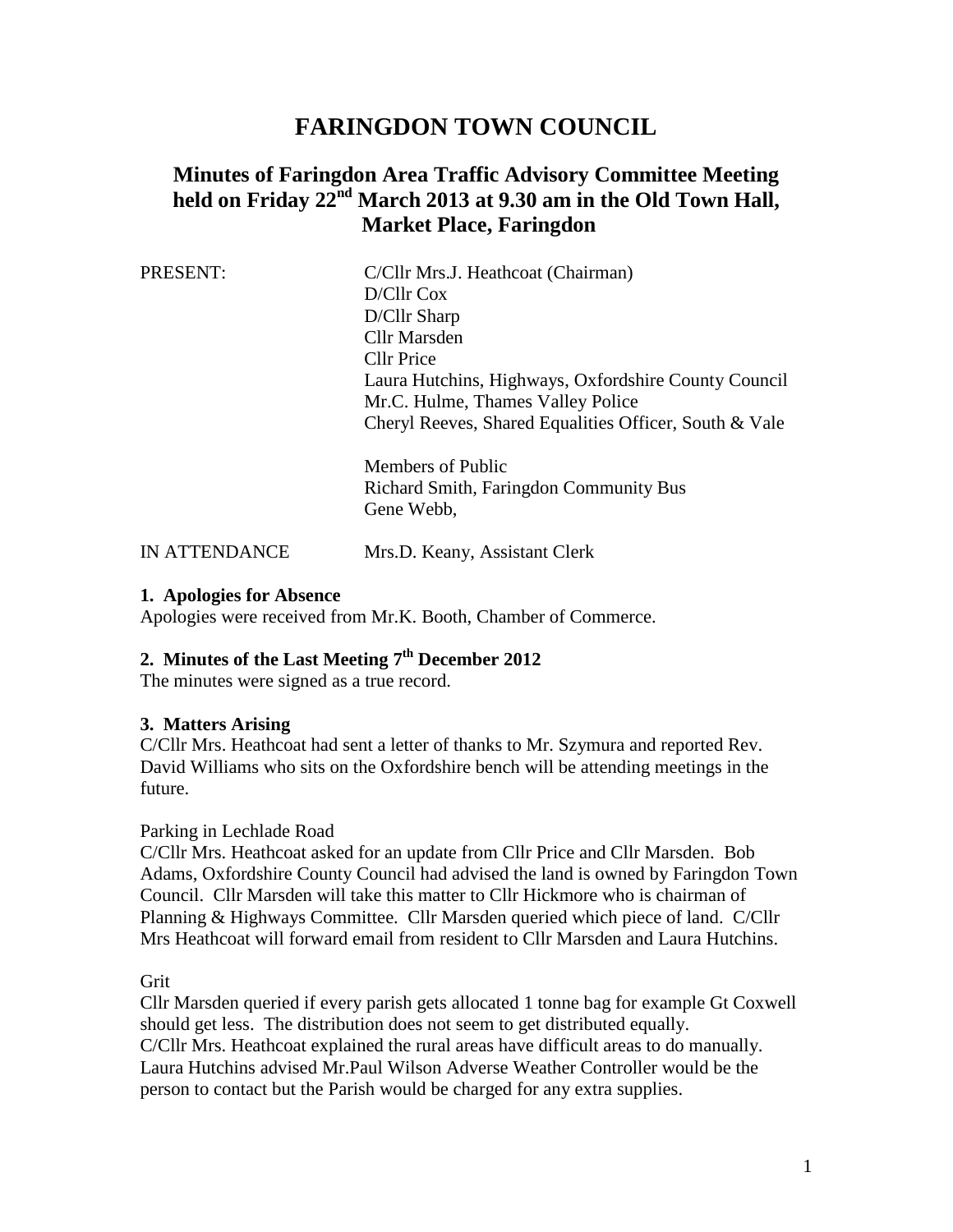# FARINGDON TOWN COUNCIL

## Minutes of Faringdon Area Traffic Advisory Committee Meeting held on Friday 22nd March 2013 at 9.30 am in the Old Town Hall, Market Place, Faringdon

PRESENT:
C/Cllr Mrs.J. Heathcoat (Chairman)
D/Cllr Cox
D/Cllr Sharp
Cllr Marsden
Cllr Price
Laura Hutchins, Highways, Oxfordshire County Council
Mr.C. Hulme, Thames Valley Police
Cheryl Reeves, Shared Equalities Officer, South & Vale

Members of Public
Richard Smith, Faringdon Community Bus
Gene Webb,

IN ATTENDANCE
Mrs.D. Keany, Assistant Clerk

**1. Apologies for Absence**

Apologies were received from Mr.K. Booth, Chamber of Commerce.

**2. Minutes of the Last Meeting 7th December 2012**

The minutes were signed as a true record.

**3. Matters Arising**

C/Cllr Mrs. Heathcoat had sent a letter of thanks to Mr. Szymura and reported Rev. David Williams who sits on the Oxfordshire bench will be attending meetings in the future.

Parking in Lechlade Road

C/Cllr Mrs. Heathcoat asked for an update from Cllr Price and Cllr Marsden. Bob Adams, Oxfordshire County Council had advised the land is owned by Faringdon Town Council. Cllr Marsden will take this matter to Cllr Hickmore who is chairman of Planning & Highways Committee. Cllr Marsden queried which piece of land. C/Cllr Mrs Heathcoat will forward email from resident to Cllr Marsden and Laura Hutchins.

Grit

Cllr Marsden queried if every parish gets allocated 1 tonne bag for example Gt Coxwell should get less. The distribution does not seem to get distributed equally.
C/Cllr Mrs. Heathcoat explained the rural areas have difficult areas to do manually. Laura Hutchins advised Mr.Paul Wilson Adverse Weather Controller would be the person to contact but the Parish would be charged for any extra supplies.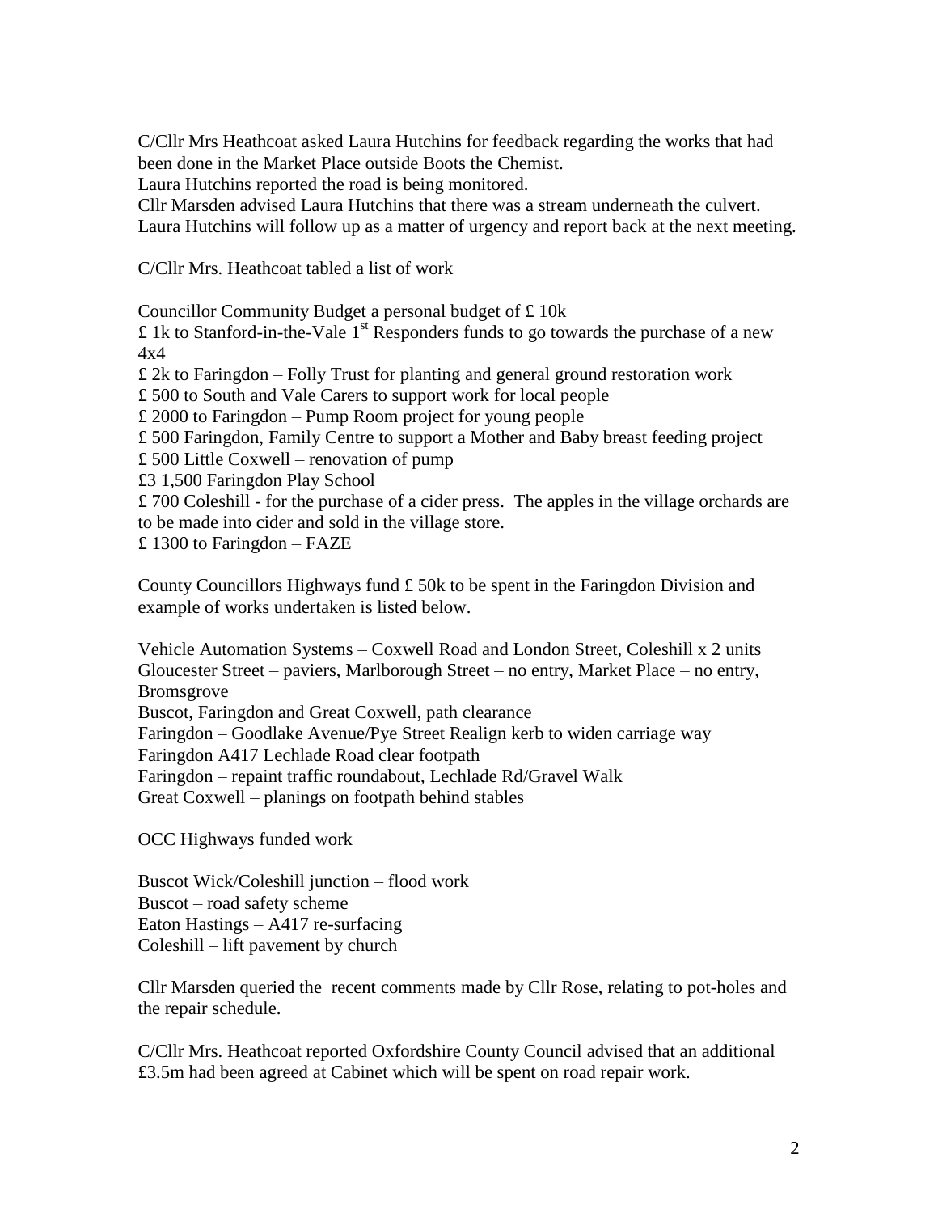C/Cllr Mrs Heathcoat asked Laura Hutchins for feedback regarding the works that had been done in the Market Place outside Boots the Chemist.
Laura Hutchins reported the road is being monitored.
Cllr Marsden advised Laura Hutchins that there was a stream underneath the culvert.
Laura Hutchins will follow up as a matter of urgency and report back at the next meeting.

C/Cllr Mrs. Heathcoat tabled a list of work

Councillor Community Budget a personal budget of £ 10k
£ 1k to Stanford-in-the-Vale 1st Responders funds to go towards the purchase of a new 4x4
£ 2k to Faringdon – Folly Trust for planting and general ground restoration work
£ 500 to South and Vale Carers to support work for local people
£ 2000 to Faringdon – Pump Room project for young people
£ 500 Faringdon, Family Centre to support a Mother and Baby breast feeding project
£ 500 Little Coxwell – renovation of pump
£3 1,500 Faringdon Play School
£ 700 Coleshill - for the purchase of a cider press. The apples in the village orchards are to be made into cider and sold in the village store.
£ 1300 to Faringdon – FAZE

County Councillors Highways fund £ 50k to be spent in the Faringdon Division and example of works undertaken is listed below.

Vehicle Automation Systems – Coxwell Road and London Street, Coleshill x 2 units
Gloucester Street – paviers, Marlborough Street – no entry, Market Place – no entry, Bromsgrove
Buscot, Faringdon and Great Coxwell, path clearance
Faringdon – Goodlake Avenue/Pye Street Realign kerb to widen carriage way
Faringdon A417 Lechlade Road clear footpath
Faringdon – repaint traffic roundabout, Lechlade Rd/Gravel Walk
Great Coxwell – planings on footpath behind stables

OCC Highways funded work

Buscot Wick/Coleshill junction – flood work
Buscot – road safety scheme
Eaton Hastings – A417 re-surfacing
Coleshill – lift pavement by church

Cllr Marsden queried the recent comments made by Cllr Rose, relating to pot-holes and the repair schedule.

C/Cllr Mrs. Heathcoat reported Oxfordshire County Council advised that an additional £3.5m had been agreed at Cabinet which will be spent on road repair work.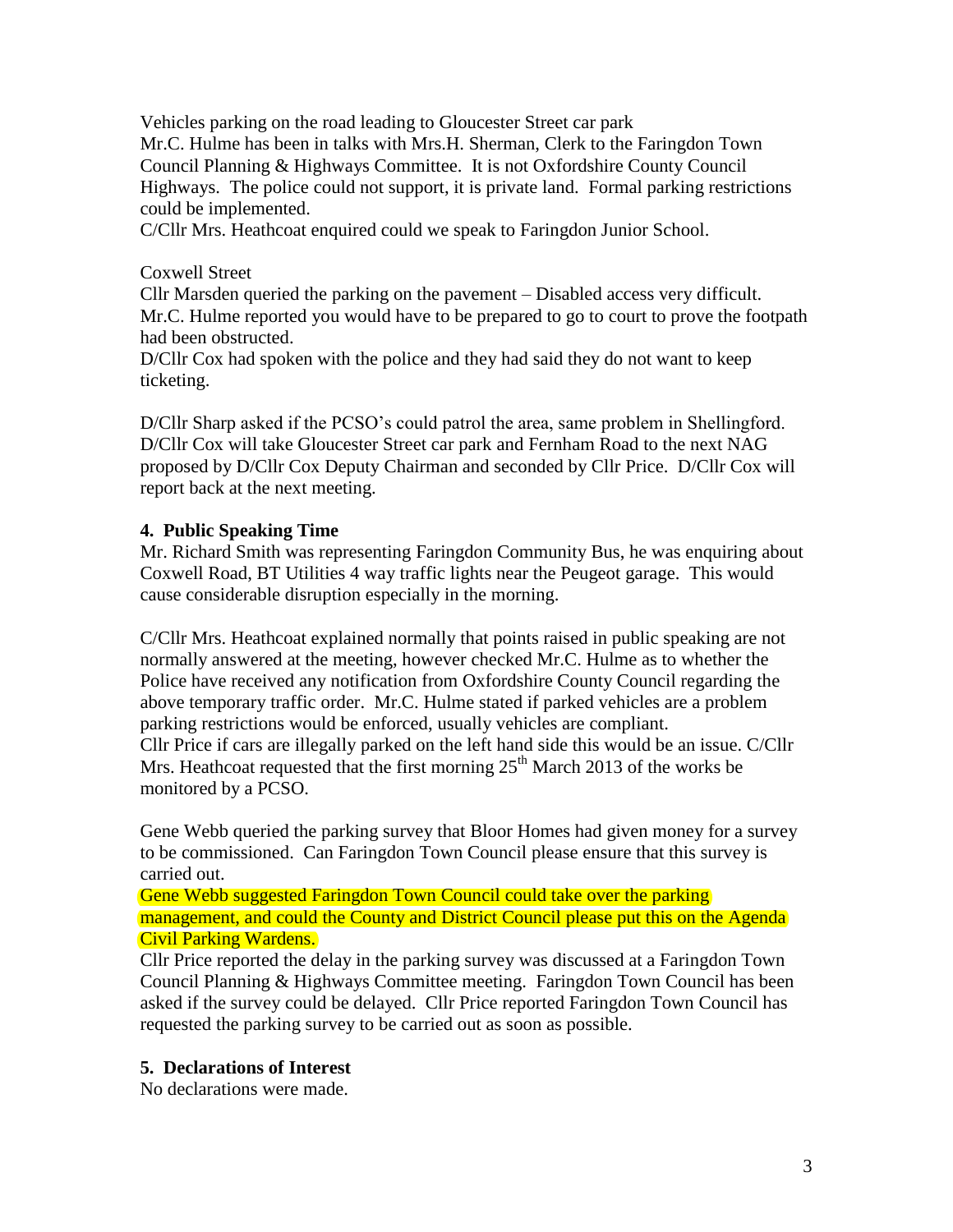Vehicles parking on the road leading to Gloucester Street car park
Mr.C. Hulme has been in talks with Mrs.H. Sherman, Clerk to the Faringdon Town Council Planning & Highways Committee. It is not Oxfordshire County Council Highways. The police could not support, it is private land. Formal parking restrictions could be implemented.
C/Cllr Mrs. Heathcoat enquired could we speak to Faringdon Junior School.

Coxwell Street
Cllr Marsden queried the parking on the pavement – Disabled access very difficult. Mr.C. Hulme reported you would have to be prepared to go to court to prove the footpath had been obstructed.
D/Cllr Cox had spoken with the police and they had said they do not want to keep ticketing.

D/Cllr Sharp asked if the PCSO's could patrol the area, same problem in Shellingford. D/Cllr Cox will take Gloucester Street car park and Fernham Road to the next NAG proposed by D/Cllr Cox Deputy Chairman and seconded by Cllr Price. D/Cllr Cox will report back at the next meeting.

**4. Public Speaking Time**
Mr. Richard Smith was representing Faringdon Community Bus, he was enquiring about Coxwell Road, BT Utilities 4 way traffic lights near the Peugeot garage. This would cause considerable disruption especially in the morning.

C/Cllr Mrs. Heathcoat explained normally that points raised in public speaking are not normally answered at the meeting, however checked Mr.C. Hulme as to whether the Police have received any notification from Oxfordshire County Council regarding the above temporary traffic order. Mr.C. Hulme stated if parked vehicles are a problem parking restrictions would be enforced, usually vehicles are compliant.
Cllr Price if cars are illegally parked on the left hand side this would be an issue. C/Cllr Mrs. Heathcoat requested that the first morning 25th March 2013 of the works be monitored by a PCSO.

Gene Webb queried the parking survey that Bloor Homes had given money for a survey to be commissioned. Can Faringdon Town Council please ensure that this survey is carried out.
Gene Webb suggested Faringdon Town Council could take over the parking management, and could the County and District Council please put this on the Agenda Civil Parking Wardens.
Cllr Price reported the delay in the parking survey was discussed at a Faringdon Town Council Planning & Highways Committee meeting. Faringdon Town Council has been asked if the survey could be delayed. Cllr Price reported Faringdon Town Council has requested the parking survey to be carried out as soon as possible.

**5. Declarations of Interest**
No declarations were made.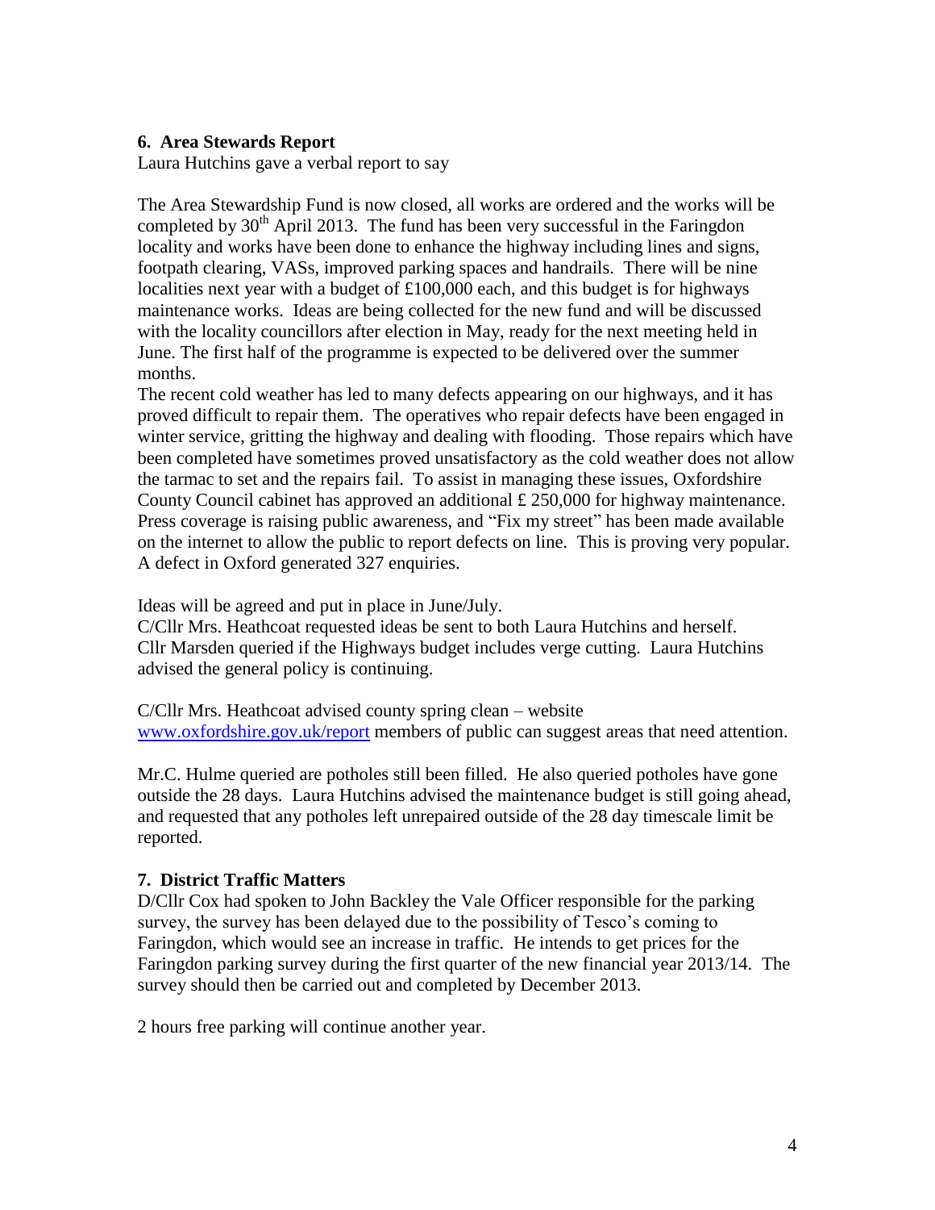### 6. Area Stewards Report

Laura Hutchins gave a verbal report to say

The Area Stewardship Fund is now closed, all works are ordered and the works will be completed by 30th April 2013. The fund has been very successful in the Faringdon locality and works have been done to enhance the highway including lines and signs, footpath clearing, VASs, improved parking spaces and handrails. There will be nine localities next year with a budget of £100,000 each, and this budget is for highways maintenance works. Ideas are being collected for the new fund and will be discussed with the locality councillors after election in May, ready for the next meeting held in June. The first half of the programme is expected to be delivered over the summer months.
The recent cold weather has led to many defects appearing on our highways, and it has proved difficult to repair them. The operatives who repair defects have been engaged in winter service, gritting the highway and dealing with flooding. Those repairs which have been completed have sometimes proved unsatisfactory as the cold weather does not allow the tarmac to set and the repairs fail. To assist in managing these issues, Oxfordshire County Council cabinet has approved an additional £ 250,000 for highway maintenance. Press coverage is raising public awareness, and "Fix my street" has been made available on the internet to allow the public to report defects on line. This is proving very popular. A defect in Oxford generated 327 enquiries.

Ideas will be agreed and put in place in June/July.
C/Cllr Mrs. Heathcoat requested ideas be sent to both Laura Hutchins and herself.
Cllr Marsden queried if the Highways budget includes verge cutting. Laura Hutchins advised the general policy is continuing.

C/Cllr Mrs. Heathcoat advised county spring clean – website www.oxfordshire.gov.uk/report members of public can suggest areas that need attention.

Mr.C. Hulme queried are potholes still been filled. He also queried potholes have gone outside the 28 days. Laura Hutchins advised the maintenance budget is still going ahead, and requested that any potholes left unrepaired outside of the 28 day timescale limit be reported.

### 7. District Traffic Matters

D/Cllr Cox had spoken to John Backley the Vale Officer responsible for the parking survey, the survey has been delayed due to the possibility of Tesco's coming to Faringdon, which would see an increase in traffic. He intends to get prices for the Faringdon parking survey during the first quarter of the new financial year 2013/14. The survey should then be carried out and completed by December 2013.

2 hours free parking will continue another year.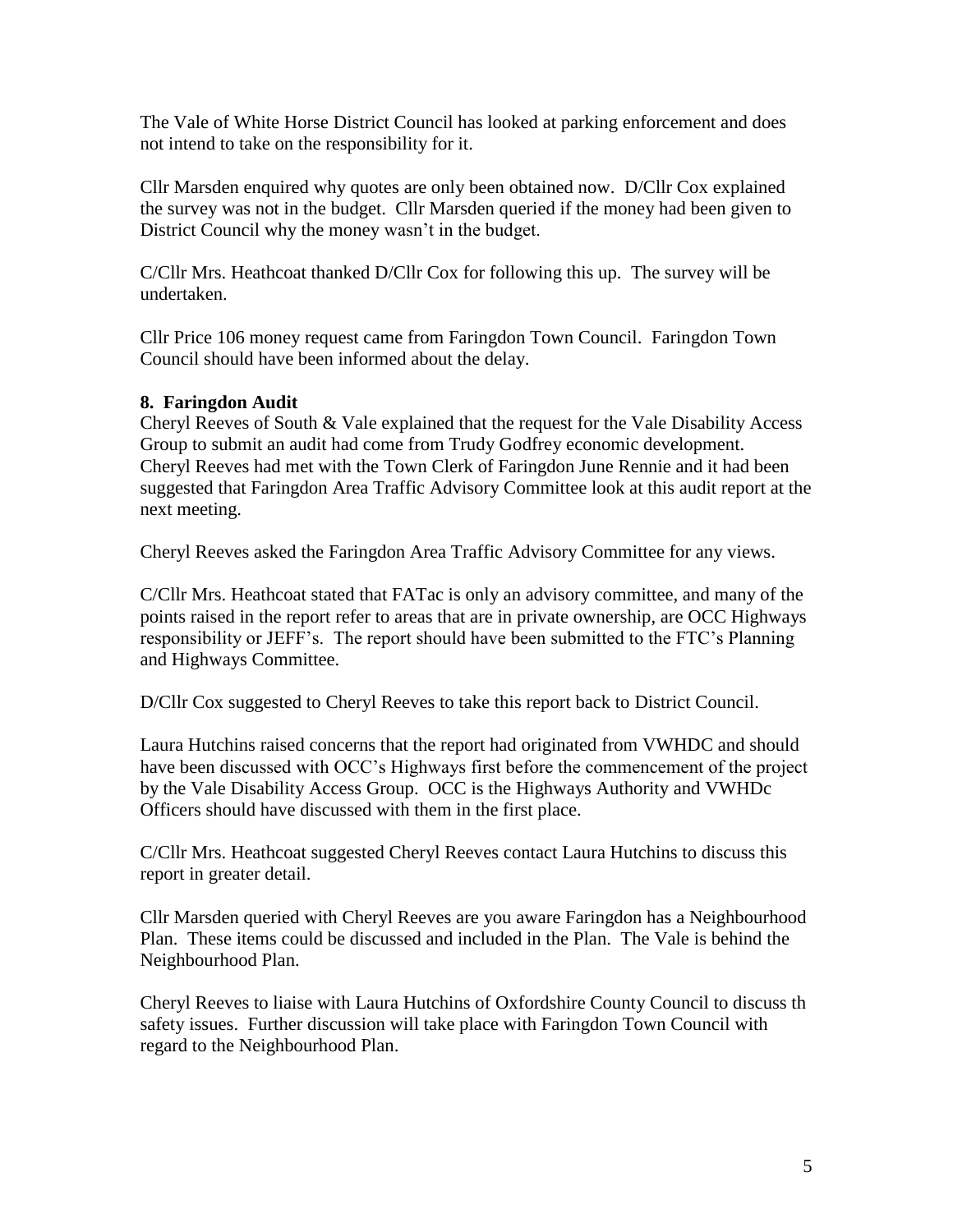The Vale of White Horse District Council has looked at parking enforcement and does not intend to take on the responsibility for it.

Cllr Marsden enquired why quotes are only been obtained now. D/Cllr Cox explained the survey was not in the budget. Cllr Marsden queried if the money had been given to District Council why the money wasn't in the budget.

C/Cllr Mrs. Heathcoat thanked D/Cllr Cox for following this up. The survey will be undertaken.

Cllr Price 106 money request came from Faringdon Town Council. Faringdon Town Council should have been informed about the delay.

**8. Faringdon Audit**

Cheryl Reeves of South & Vale explained that the request for the Vale Disability Access Group to submit an audit had come from Trudy Godfrey economic development. Cheryl Reeves had met with the Town Clerk of Faringdon June Rennie and it had been suggested that Faringdon Area Traffic Advisory Committee look at this audit report at the next meeting.

Cheryl Reeves asked the Faringdon Area Traffic Advisory Committee for any views.

C/Cllr Mrs. Heathcoat stated that FATac is only an advisory committee, and many of the points raised in the report refer to areas that are in private ownership, are OCC Highways responsibility or JEFF's. The report should have been submitted to the FTC's Planning and Highways Committee.

D/Cllr Cox suggested to Cheryl Reeves to take this report back to District Council.

Laura Hutchins raised concerns that the report had originated from VWHDC and should have been discussed with OCC's Highways first before the commencement of the project by the Vale Disability Access Group. OCC is the Highways Authority and VWHDc Officers should have discussed with them in the first place.

C/Cllr Mrs. Heathcoat suggested Cheryl Reeves contact Laura Hutchins to discuss this report in greater detail.

Cllr Marsden queried with Cheryl Reeves are you aware Faringdon has a Neighbourhood Plan. These items could be discussed and included in the Plan. The Vale is behind the Neighbourhood Plan.

Cheryl Reeves to liaise with Laura Hutchins of Oxfordshire County Council to discuss th safety issues. Further discussion will take place with Faringdon Town Council with regard to the Neighbourhood Plan.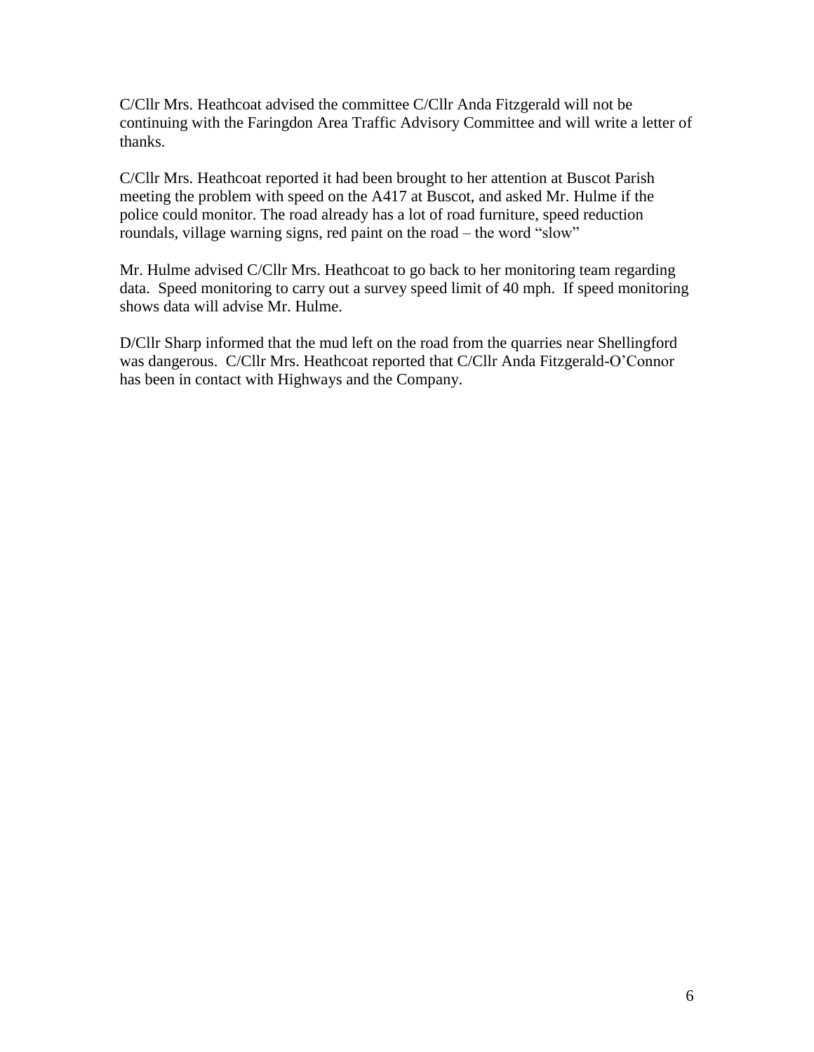C/Cllr Mrs. Heathcoat advised the committee C/Cllr Anda Fitzgerald will not be continuing with the Faringdon Area Traffic Advisory Committee and will write a letter of thanks.

C/Cllr Mrs. Heathcoat reported it had been brought to her attention at Buscot Parish meeting the problem with speed on the A417 at Buscot, and asked Mr. Hulme if the police could monitor. The road already has a lot of road furniture, speed reduction roundals, village warning signs, red paint on the road – the word "slow"

Mr. Hulme advised C/Cllr Mrs. Heathcoat to go back to her monitoring team regarding data. Speed monitoring to carry out a survey speed limit of 40 mph. If speed monitoring shows data will advise Mr. Hulme.

D/Cllr Sharp informed that the mud left on the road from the quarries near Shellingford was dangerous. C/Cllr Mrs. Heathcoat reported that C/Cllr Anda Fitzgerald-O'Connor has been in contact with Highways and the Company.